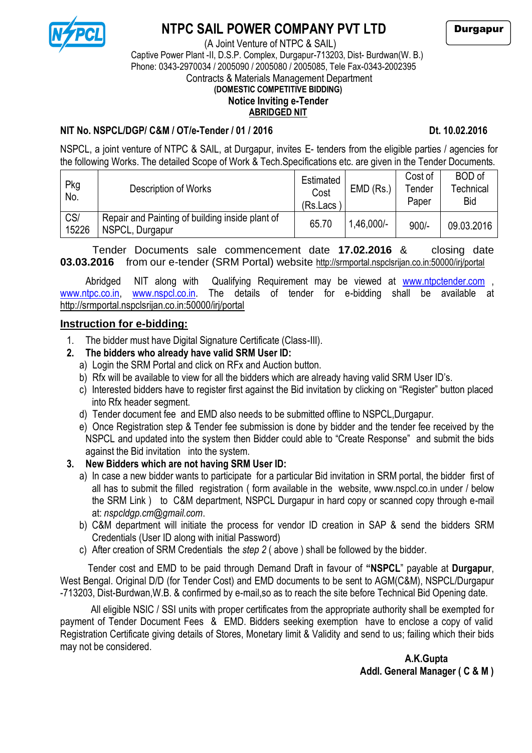# NTPC SAIL POWER COMPANY PVT LTD

**Durgapur**

(A Joint Venture of NTPC & SAIL)
Captive Power Plant -II, D.S.P. Complex, Durgapur-713203, Dist- Burdwan(W. B.)
Phone: 0343-2970034 / 2005090 / 2005080 / 2005085, Tele Fax-0343-2002395
Contracts & Materials Management Department

**(DOMESTIC COMPETITIVE BIDDING)**

**Notice Inviting e-Tender**

**ABRIDGED NIT**

**NIT No. NSPCL/DGP/ C&M / OT/e-Tender / 01 / 2016** **Dt. 10.02.2016**

NSPCL, a joint venture of NTPC & SAIL, at Durgapur, invites E- tenders from the eligible parties / agencies for the following Works. The detailed Scope of Work & Tech.Specifications etc. are given in the Tender Documents.

| Pkg No. | Description of Works | Estimated Cost (Rs.Lacs ) | EMD (Rs.) | Cost of Tender Paper | BOD of Technical Bid |
|---|---|---|---|---|---|
| CS/ 15226 | Repair and Painting of building inside plant of NSPCL, Durgapur | 65.70 | 1,46,000/- | 900/- | 09.03.2016 |

Tender Documents sale commencement date **17.02.2016** & closing date **03.03.2016** from our e-tender (SRM Portal) website http://srmportal.nspclsrijan.co.in:50000/irj/portal

Abridged NIT along with Qualifying Requirement may be viewed at www.ntpctender.com , www.ntpc.co.in, www.nspcl.co.in. The details of tender for e-bidding shall be available at http://srmportal.nspclsrijan.co.in:50000/irj/portal

## Instruction for e-bidding:

1. The bidder must have Digital Signature Certificate (Class-III).
2. **The bidders who already have valid SRM User ID:**
   a) Login the SRM Portal and click on RFx and Auction button.
   b) Rfx will be available to view for all the bidders which are already having valid SRM User ID's.
   c) Interested bidders have to register first against the Bid invitation by clicking on "Register" button placed into Rfx header segment.
   d) Tender document fee and EMD also needs to be submitted offline to NSPCL,Durgapur.
   e) Once Registration step & Tender fee submission is done by bidder and the tender fee received by the NSPCL and updated into the system then Bidder could able to "Create Response" and submit the bids against the Bid invitation into the system.
3. **New Bidders which are not having SRM User ID:**
   a) In case a new bidder wants to participate for a particular Bid invitation in SRM portal, the bidder first of all has to submit the filled registration ( form available in the website, www.nspcl.co.in under / below the SRM Link ) to C&M department, NSPCL Durgapur in hard copy or scanned copy through e-mail at: *nspcldgp.cm@gmail.com*.
   b) C&M department will initiate the process for vendor ID creation in SAP & send the bidders SRM Credentials (User ID along with initial Password)
   c) After creation of SRM Credentials the *step 2* ( above ) shall be followed by the bidder.

Tender cost and EMD to be paid through Demand Draft in favour of **"NSPCL"** payable at **Durgapur**, West Bengal. Original D/D (for Tender Cost) and EMD documents to be sent to AGM(C&M), NSPCL/Durgapur -713203, Dist-Burdwan,W.B. & confirmed by e-mail,so as to reach the site before Technical Bid Opening date.

All eligible NSIC / SSI units with proper certificates from the appropriate authority shall be exempted for payment of Tender Document Fees & EMD. Bidders seeking exemption have to enclose a copy of valid Registration Certificate giving details of Stores, Monetary limit & Validity and send to us; failing which their bids may not be considered.

**A.K.Gupta**
**Addl. General Manager ( C & M )**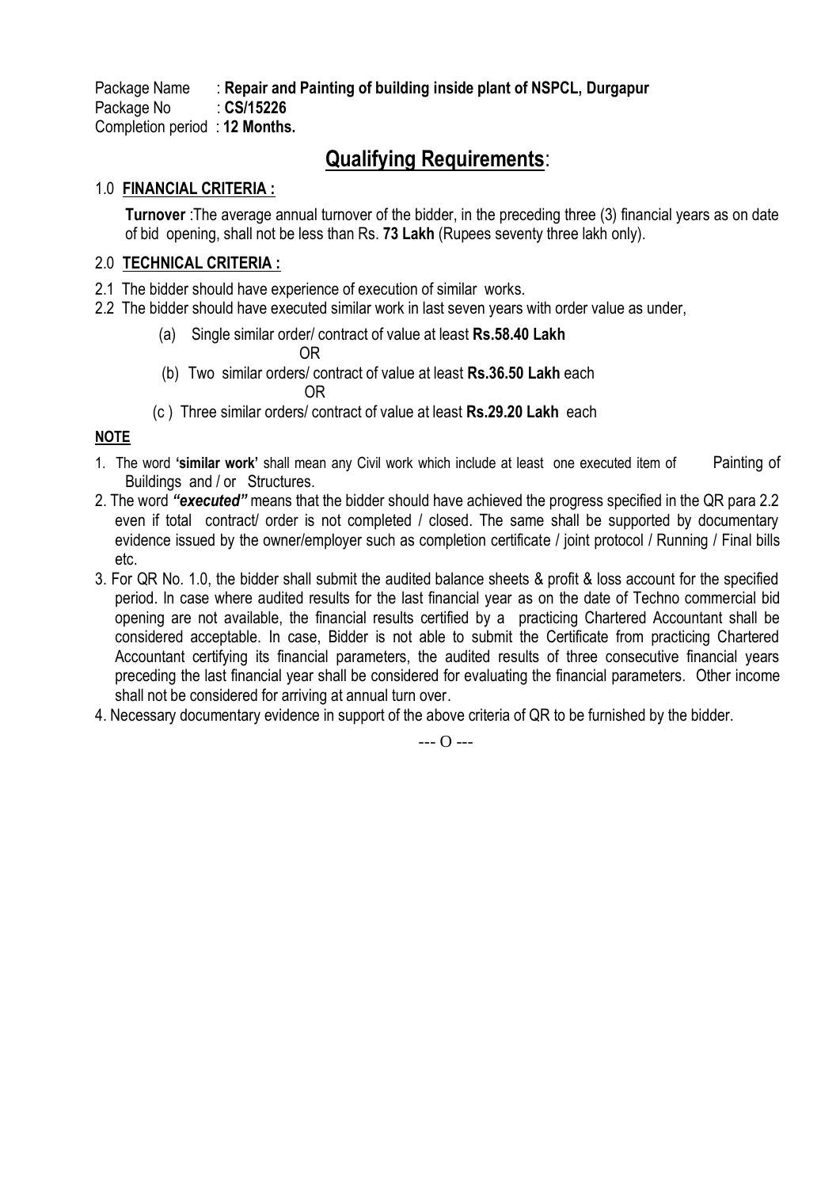Package Name : **Repair and Painting of building inside plant of NSPCL, Durgapur**
Package No : **CS/15226**
Completion period : **12 Months.**

# Qualifying Requirements:

## 1.0 FINANCIAL CRITERIA :

**Turnover** :The average annual turnover of the bidder, in the preceding three (3) financial years as on date of bid opening, shall not be less than Rs. **73 Lakh** (Rupees seventy three lakh only).

## 2.0 TECHNICAL CRITERIA :

2.1 The bidder should have experience of execution of similar works.

2.2 The bidder should have executed similar work in last seven years with order value as under,

(a) Single similar order/ contract of value at least **Rs.58.40 Lakh**

OR

(b) Two similar orders/ contract of value at least **Rs.36.50 Lakh** each

OR

(c ) Three similar orders/ contract of value at least **Rs.29.20 Lakh** each

**NOTE**

1. The word **'similar work'** shall mean any Civil work which include at least one executed item of Painting of Buildings and / or Structures.
2. The word ***"executed"*** means that the bidder should have achieved the progress specified in the QR para 2.2 even if total contract/ order is not completed / closed. The same shall be supported by documentary evidence issued by the owner/employer such as completion certificate / joint protocol / Running / Final bills etc.
3. For QR No. 1.0, the bidder shall submit the audited balance sheets & profit & loss account for the specified period. In case where audited results for the last financial year as on the date of Techno commercial bid opening are not available, the financial results certified by a practicing Chartered Accountant shall be considered acceptable. In case, Bidder is not able to submit the Certificate from practicing Chartered Accountant certifying its financial parameters, the audited results of three consecutive financial years preceding the last financial year shall be considered for evaluating the financial parameters. Other income shall not be considered for arriving at annual turn over.
4. Necessary documentary evidence in support of the above criteria of QR to be furnished by the bidder.

--- O ---